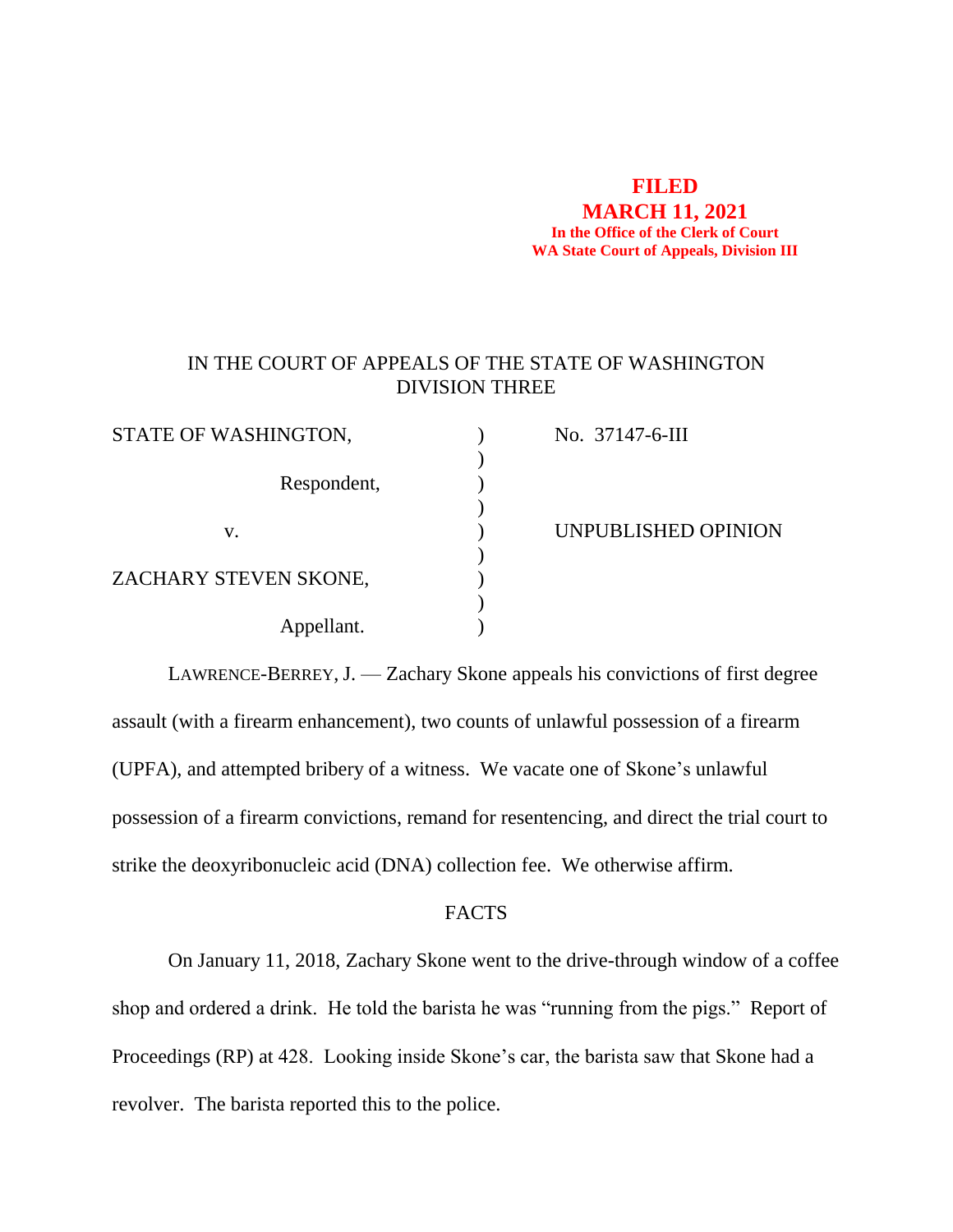**FILED**
**MARCH 11, 2021**
**In the Office of the Clerk of Court**
**WA State Court of Appeals, Division III**

IN THE COURT OF APPEALS OF THE STATE OF WASHINGTON
DIVISION THREE

| | | |
|---|---|---|
| STATE OF WASHINGTON, | ) | No. 37147-6-III |
| | ) | |
| Respondent, | ) | |
| | ) | |
| v. | ) | UNPUBLISHED OPINION |
| | ) | |
| ZACHARY STEVEN SKONE, | ) | |
| | ) | |
| Appellant. | ) | |

LAWRENCE-BERREY, J. — Zachary Skone appeals his convictions of first degree assault (with a firearm enhancement), two counts of unlawful possession of a firearm (UPFA), and attempted bribery of a witness. We vacate one of Skone's unlawful possession of a firearm convictions, remand for resentencing, and direct the trial court to strike the deoxyribonucleic acid (DNA) collection fee. We otherwise affirm.

## FACTS

On January 11, 2018, Zachary Skone went to the drive-through window of a coffee shop and ordered a drink. He told the barista he was "running from the pigs." Report of Proceedings (RP) at 428. Looking inside Skone's car, the barista saw that Skone had a revolver. The barista reported this to the police.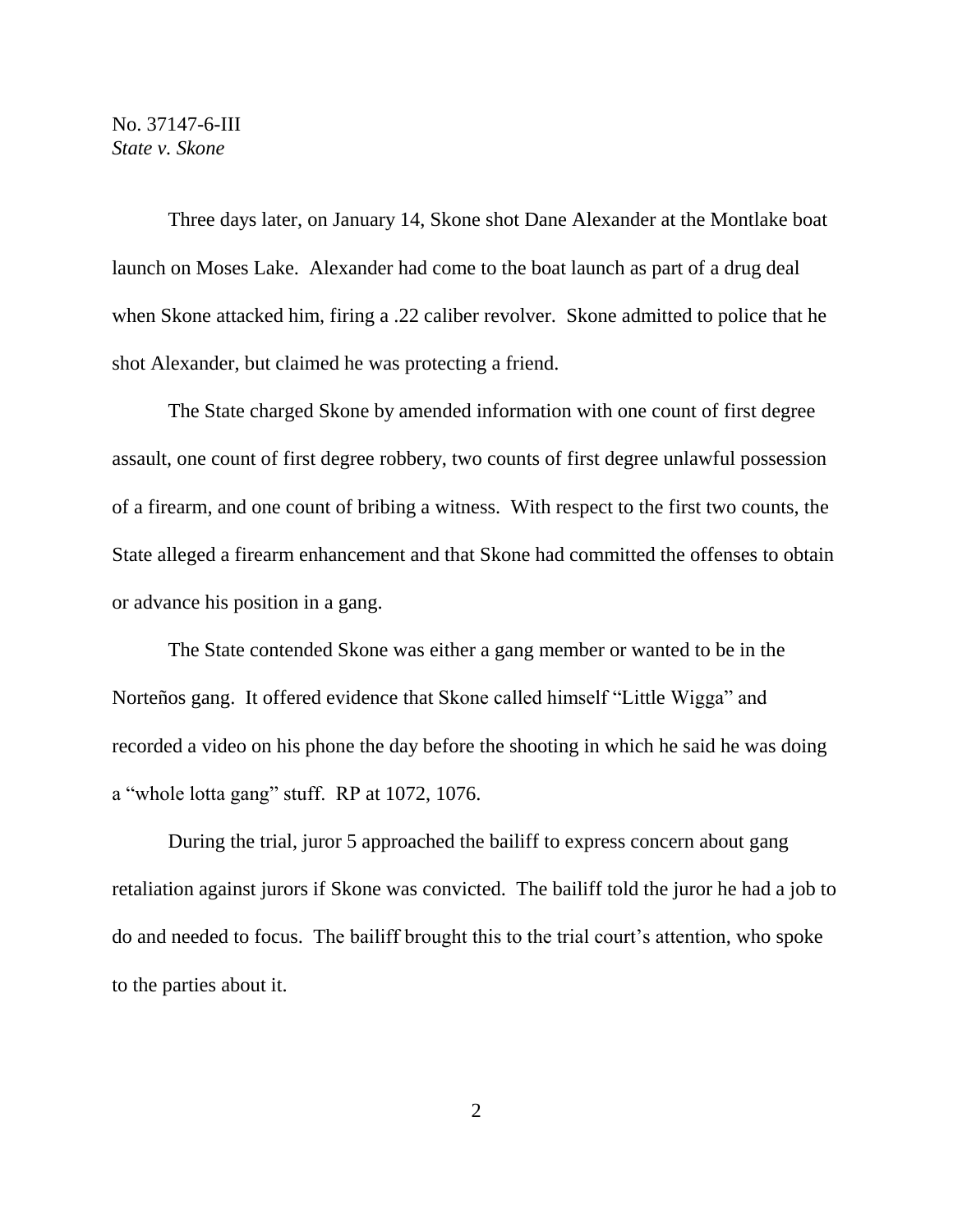Three days later, on January 14, Skone shot Dane Alexander at the Montlake boat launch on Moses Lake. Alexander had come to the boat launch as part of a drug deal when Skone attacked him, firing a .22 caliber revolver. Skone admitted to police that he shot Alexander, but claimed he was protecting a friend.

The State charged Skone by amended information with one count of first degree assault, one count of first degree robbery, two counts of first degree unlawful possession of a firearm, and one count of bribing a witness. With respect to the first two counts, the State alleged a firearm enhancement and that Skone had committed the offenses to obtain or advance his position in a gang.

The State contended Skone was either a gang member or wanted to be in the Norteños gang. It offered evidence that Skone called himself "Little Wigga" and recorded a video on his phone the day before the shooting in which he said he was doing a "whole lotta gang" stuff. RP at 1072, 1076.

During the trial, juror 5 approached the bailiff to express concern about gang retaliation against jurors if Skone was convicted. The bailiff told the juror he had a job to do and needed to focus. The bailiff brought this to the trial court's attention, who spoke to the parties about it.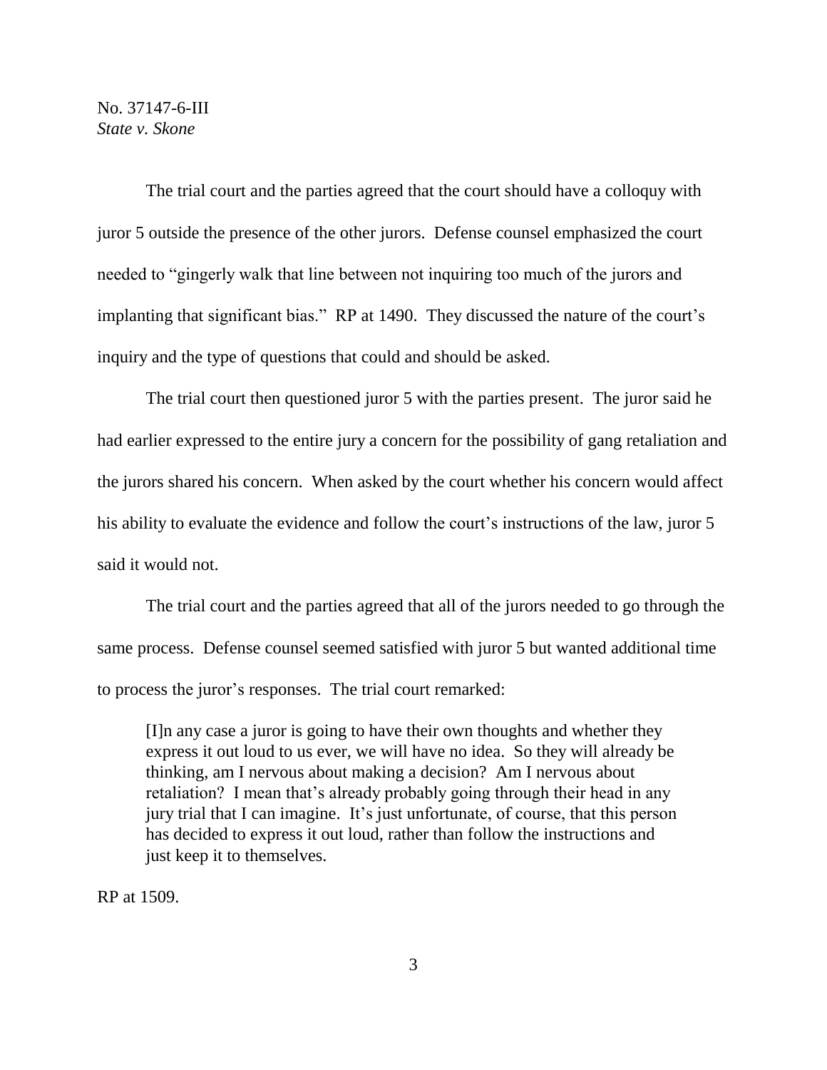The trial court and the parties agreed that the court should have a colloquy with juror 5 outside the presence of the other jurors. Defense counsel emphasized the court needed to "gingerly walk that line between not inquiring too much of the jurors and implanting that significant bias." RP at 1490. They discussed the nature of the court's inquiry and the type of questions that could and should be asked.

The trial court then questioned juror 5 with the parties present. The juror said he had earlier expressed to the entire jury a concern for the possibility of gang retaliation and the jurors shared his concern. When asked by the court whether his concern would affect his ability to evaluate the evidence and follow the court's instructions of the law, juror 5 said it would not.

The trial court and the parties agreed that all of the jurors needed to go through the same process. Defense counsel seemed satisfied with juror 5 but wanted additional time to process the juror's responses. The trial court remarked:

> [I]n any case a juror is going to have their own thoughts and whether they express it out loud to us ever, we will have no idea. So they will already be thinking, am I nervous about making a decision? Am I nervous about retaliation? I mean that's already probably going through their head in any jury trial that I can imagine. It's just unfortunate, of course, that this person has decided to express it out loud, rather than follow the instructions and just keep it to themselves.

RP at 1509.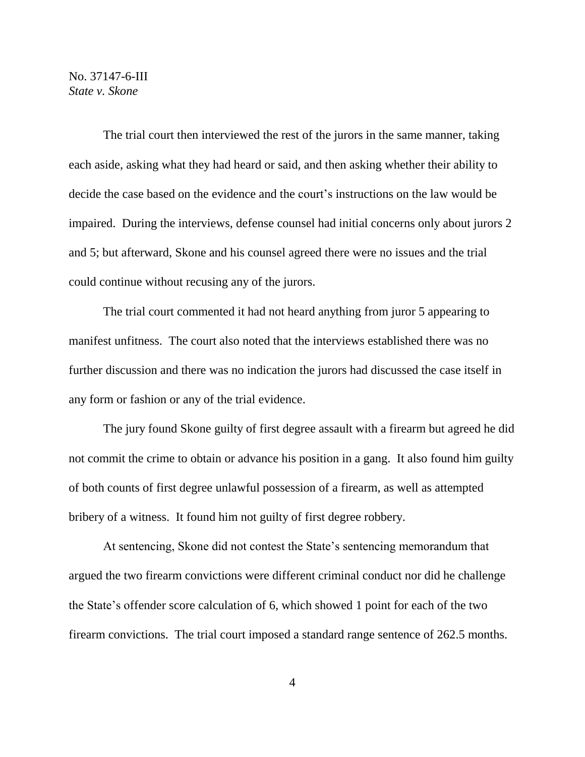The trial court then interviewed the rest of the jurors in the same manner, taking each aside, asking what they had heard or said, and then asking whether their ability to decide the case based on the evidence and the court's instructions on the law would be impaired. During the interviews, defense counsel had initial concerns only about jurors 2 and 5; but afterward, Skone and his counsel agreed there were no issues and the trial could continue without recusing any of the jurors.

The trial court commented it had not heard anything from juror 5 appearing to manifest unfitness. The court also noted that the interviews established there was no further discussion and there was no indication the jurors had discussed the case itself in any form or fashion or any of the trial evidence.

The jury found Skone guilty of first degree assault with a firearm but agreed he did not commit the crime to obtain or advance his position in a gang. It also found him guilty of both counts of first degree unlawful possession of a firearm, as well as attempted bribery of a witness. It found him not guilty of first degree robbery.

At sentencing, Skone did not contest the State's sentencing memorandum that argued the two firearm convictions were different criminal conduct nor did he challenge the State's offender score calculation of 6, which showed 1 point for each of the two firearm convictions. The trial court imposed a standard range sentence of 262.5 months.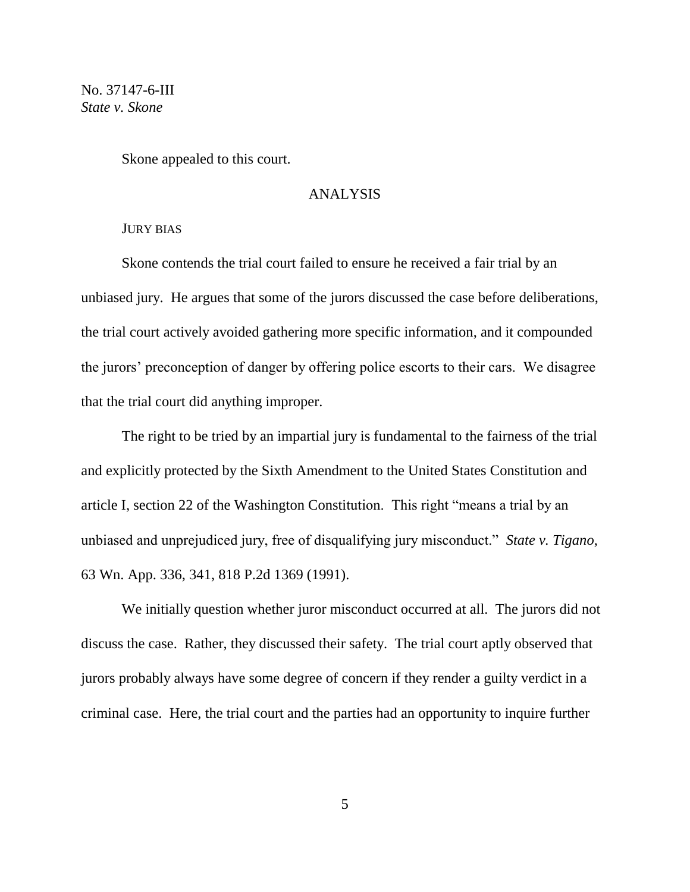Skone appealed to this court.

## ANALYSIS

### JURY BIAS

Skone contends the trial court failed to ensure he received a fair trial by an unbiased jury. He argues that some of the jurors discussed the case before deliberations, the trial court actively avoided gathering more specific information, and it compounded the jurors' preconception of danger by offering police escorts to their cars. We disagree that the trial court did anything improper.

The right to be tried by an impartial jury is fundamental to the fairness of the trial and explicitly protected by the Sixth Amendment to the United States Constitution and article I, section 22 of the Washington Constitution. This right "means a trial by an unbiased and unprejudiced jury, free of disqualifying jury misconduct." *State v. Tigano*, 63 Wn. App. 336, 341, 818 P.2d 1369 (1991).

We initially question whether juror misconduct occurred at all. The jurors did not discuss the case. Rather, they discussed their safety. The trial court aptly observed that jurors probably always have some degree of concern if they render a guilty verdict in a criminal case. Here, the trial court and the parties had an opportunity to inquire further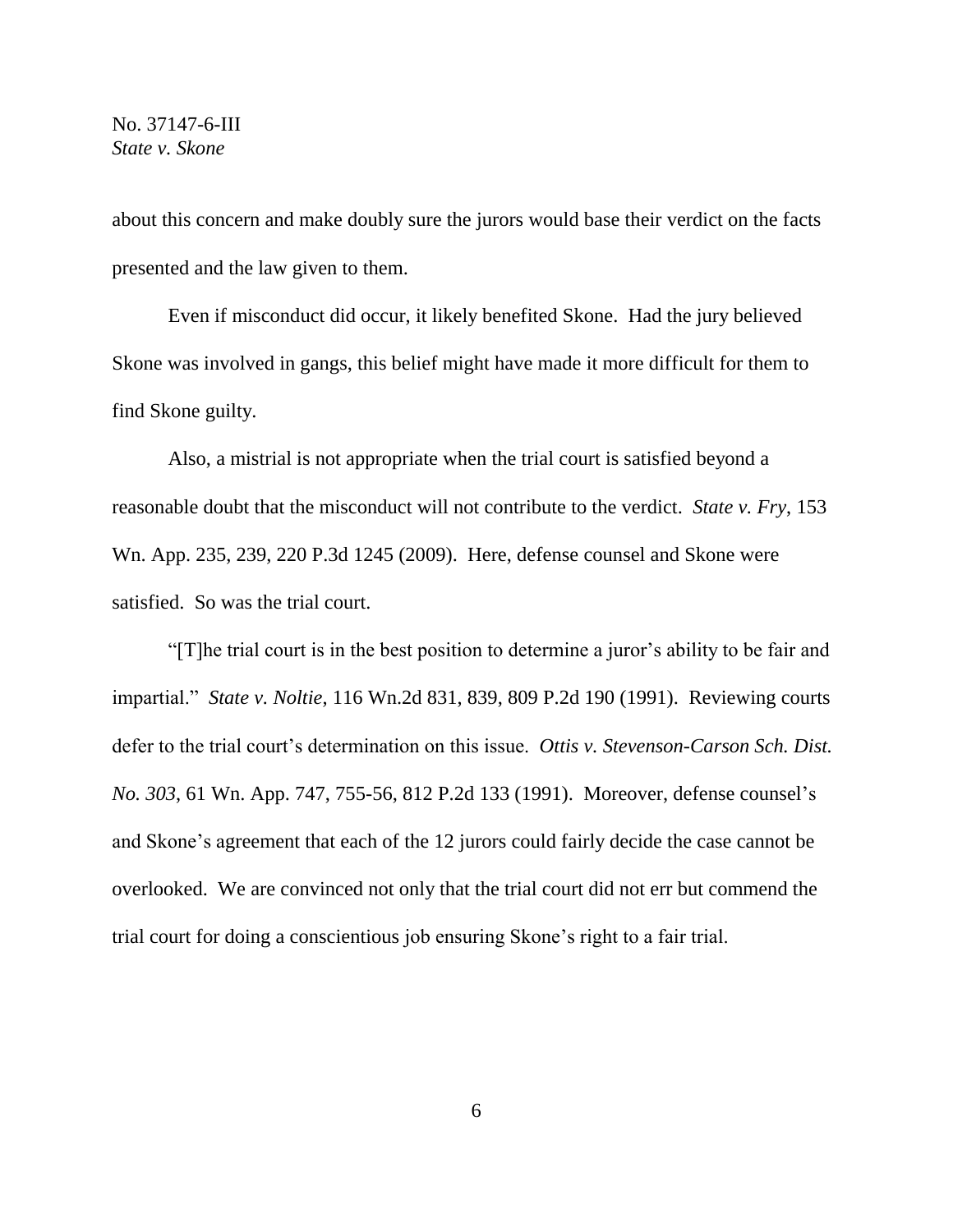about this concern and make doubly sure the jurors would base their verdict on the facts presented and the law given to them.

Even if misconduct did occur, it likely benefited Skone. Had the jury believed Skone was involved in gangs, this belief might have made it more difficult for them to find Skone guilty.

Also, a mistrial is not appropriate when the trial court is satisfied beyond a reasonable doubt that the misconduct will not contribute to the verdict. *State v. Fry*, 153 Wn. App. 235, 239, 220 P.3d 1245 (2009). Here, defense counsel and Skone were satisfied. So was the trial court.

"[T]he trial court is in the best position to determine a juror's ability to be fair and impartial." *State v. Noltie*, 116 Wn.2d 831, 839, 809 P.2d 190 (1991). Reviewing courts defer to the trial court's determination on this issue. *Ottis v. Stevenson-Carson Sch. Dist. No. 303*, 61 Wn. App. 747, 755-56, 812 P.2d 133 (1991). Moreover, defense counsel's and Skone's agreement that each of the 12 jurors could fairly decide the case cannot be overlooked. We are convinced not only that the trial court did not err but commend the trial court for doing a conscientious job ensuring Skone's right to a fair trial.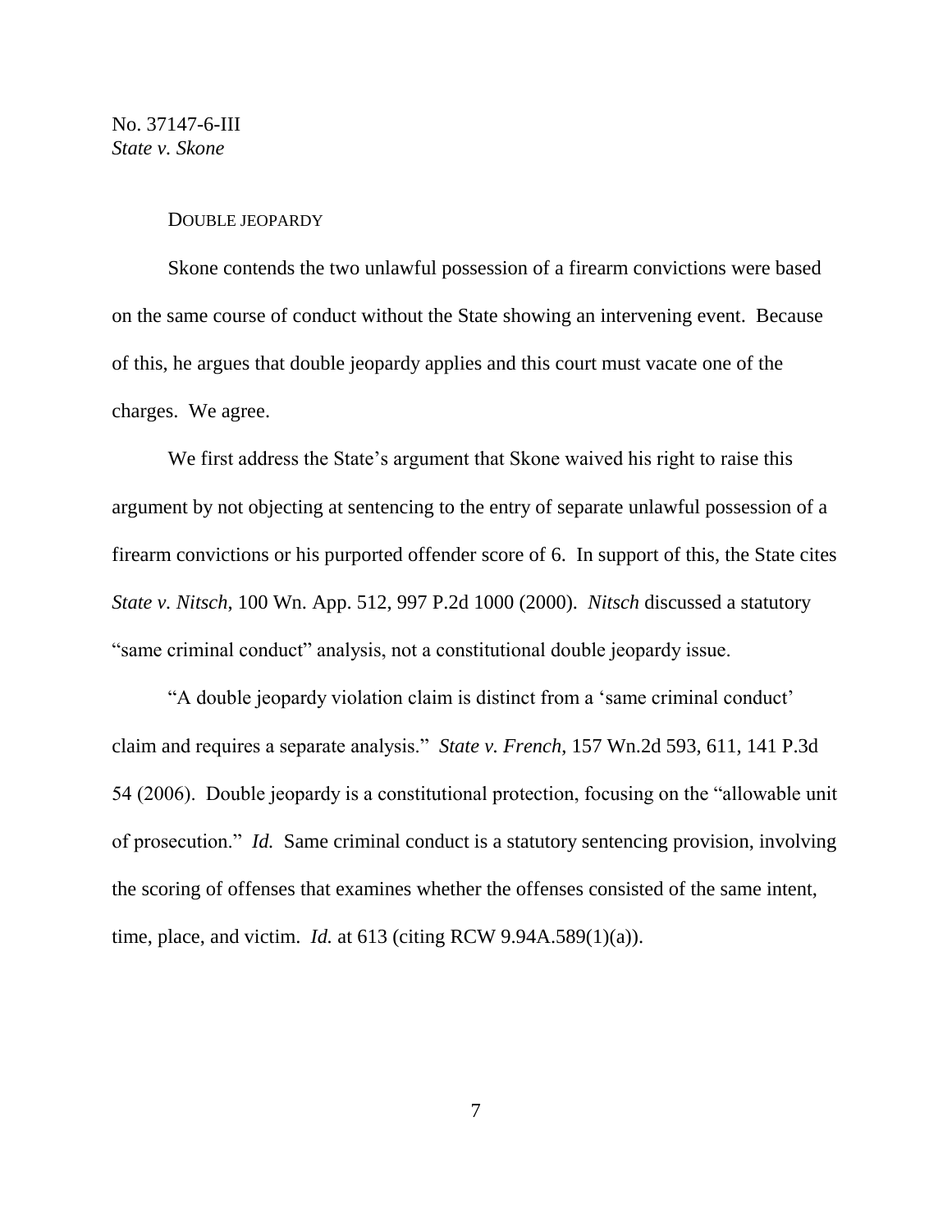DOUBLE JEOPARDY

Skone contends the two unlawful possession of a firearm convictions were based on the same course of conduct without the State showing an intervening event. Because of this, he argues that double jeopardy applies and this court must vacate one of the charges. We agree.

We first address the State's argument that Skone waived his right to raise this argument by not objecting at sentencing to the entry of separate unlawful possession of a firearm convictions or his purported offender score of 6. In support of this, the State cites *State v. Nitsch*, 100 Wn. App. 512, 997 P.2d 1000 (2000). *Nitsch* discussed a statutory "same criminal conduct" analysis, not a constitutional double jeopardy issue.

"A double jeopardy violation claim is distinct from a 'same criminal conduct' claim and requires a separate analysis." *State v. French*, 157 Wn.2d 593, 611, 141 P.3d 54 (2006). Double jeopardy is a constitutional protection, focusing on the "allowable unit of prosecution." *Id.* Same criminal conduct is a statutory sentencing provision, involving the scoring of offenses that examines whether the offenses consisted of the same intent, time, place, and victim. *Id.* at 613 (citing RCW 9.94A.589(1)(a)).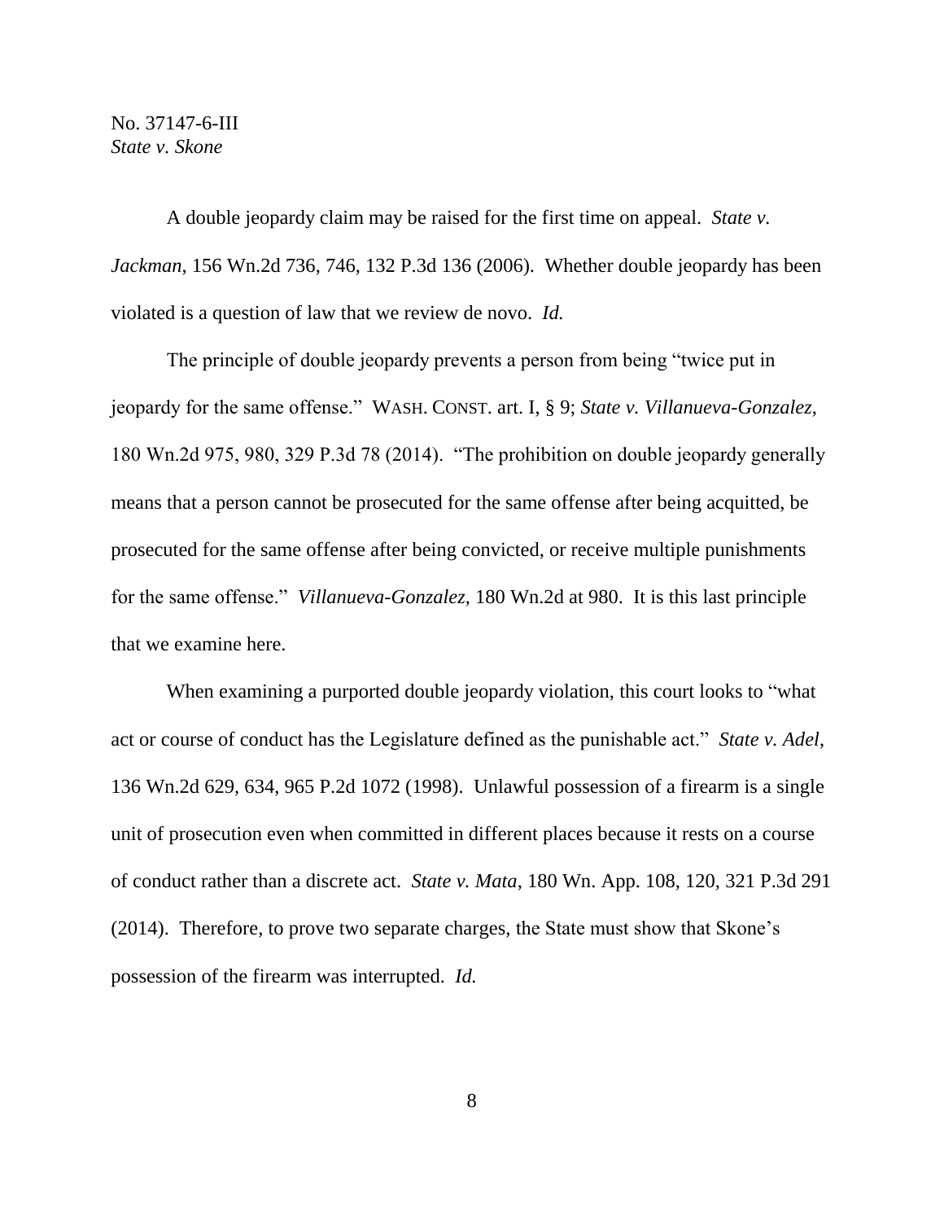A double jeopardy claim may be raised for the first time on appeal. *State v. Jackman*, 156 Wn.2d 736, 746, 132 P.3d 136 (2006). Whether double jeopardy has been violated is a question of law that we review de novo. *Id.*

The principle of double jeopardy prevents a person from being "twice put in jeopardy for the same offense." WASH. CONST. art. I, § 9; *State v. Villanueva-Gonzalez*, 180 Wn.2d 975, 980, 329 P.3d 78 (2014). "The prohibition on double jeopardy generally means that a person cannot be prosecuted for the same offense after being acquitted, be prosecuted for the same offense after being convicted, or receive multiple punishments for the same offense." *Villanueva-Gonzalez*, 180 Wn.2d at 980. It is this last principle that we examine here.

When examining a purported double jeopardy violation, this court looks to "what act or course of conduct has the Legislature defined as the punishable act." *State v. Adel*, 136 Wn.2d 629, 634, 965 P.2d 1072 (1998). Unlawful possession of a firearm is a single unit of prosecution even when committed in different places because it rests on a course of conduct rather than a discrete act. *State v. Mata*, 180 Wn. App. 108, 120, 321 P.3d 291 (2014). Therefore, to prove two separate charges, the State must show that Skone's possession of the firearm was interrupted. *Id.*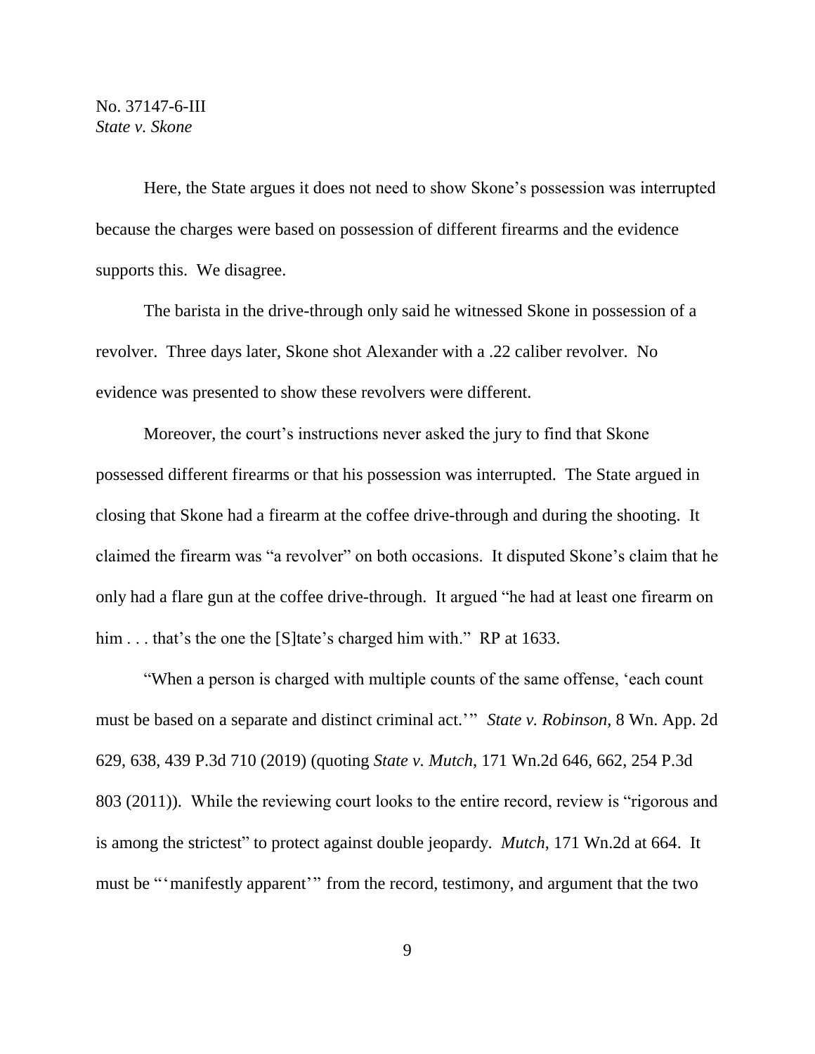Here, the State argues it does not need to show Skone's possession was interrupted because the charges were based on possession of different firearms and the evidence supports this. We disagree.

The barista in the drive-through only said he witnessed Skone in possession of a revolver. Three days later, Skone shot Alexander with a .22 caliber revolver. No evidence was presented to show these revolvers were different.

Moreover, the court's instructions never asked the jury to find that Skone possessed different firearms or that his possession was interrupted. The State argued in closing that Skone had a firearm at the coffee drive-through and during the shooting. It claimed the firearm was "a revolver" on both occasions. It disputed Skone's claim that he only had a flare gun at the coffee drive-through. It argued "he had at least one firearm on him . . . that's the one the [S]tate's charged him with." RP at 1633.

"When a person is charged with multiple counts of the same offense, 'each count must be based on a separate and distinct criminal act.'" *State v. Robinson*, 8 Wn. App. 2d 629, 638, 439 P.3d 710 (2019) (quoting *State v. Mutch*, 171 Wn.2d 646, 662, 254 P.3d 803 (2011)). While the reviewing court looks to the entire record, review is "rigorous and is among the strictest" to protect against double jeopardy. *Mutch*, 171 Wn.2d at 664. It must be "'manifestly apparent'" from the record, testimony, and argument that the two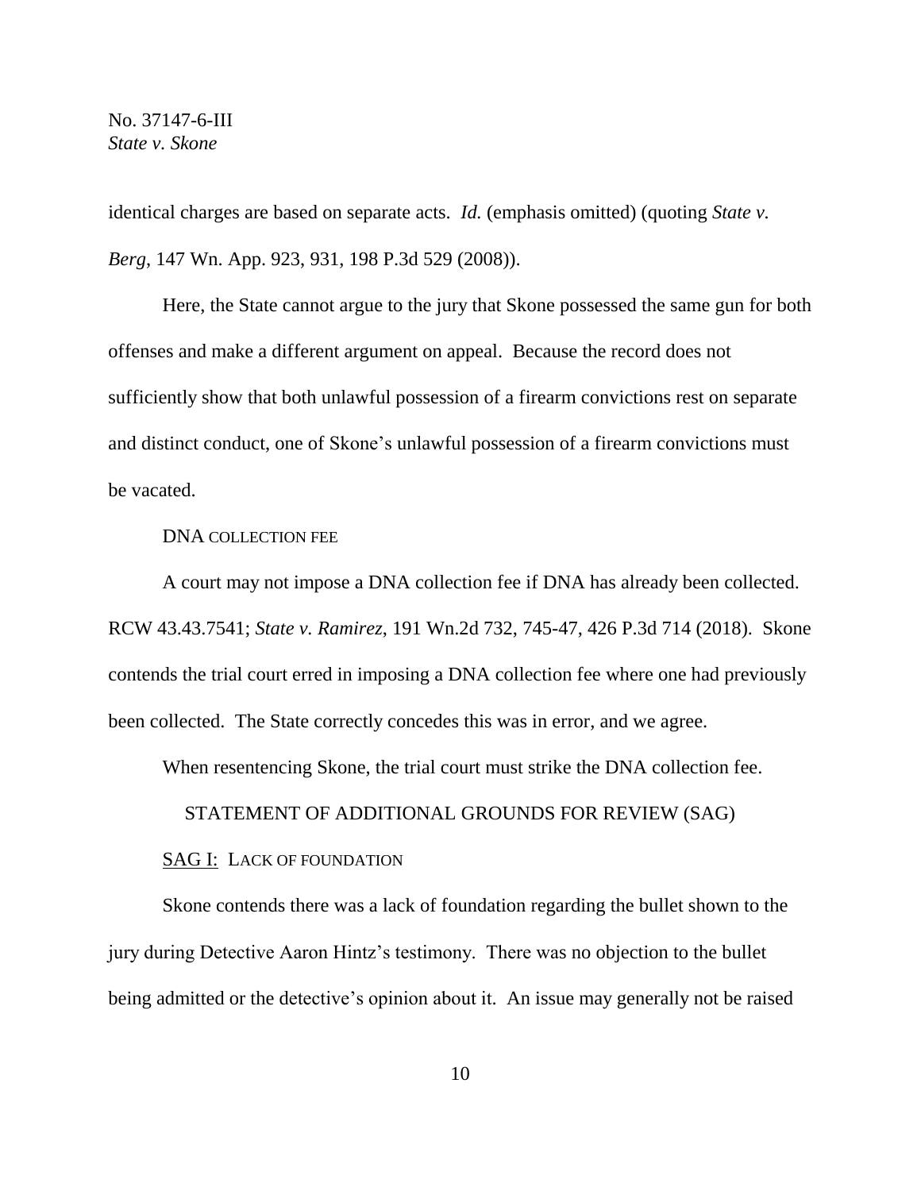identical charges are based on separate acts. *Id.* (emphasis omitted) (quoting *State v. Berg*, 147 Wn. App. 923, 931, 198 P.3d 529 (2008)).

Here, the State cannot argue to the jury that Skone possessed the same gun for both offenses and make a different argument on appeal. Because the record does not sufficiently show that both unlawful possession of a firearm convictions rest on separate and distinct conduct, one of Skone's unlawful possession of a firearm convictions must be vacated.

DNA COLLECTION FEE

A court may not impose a DNA collection fee if DNA has already been collected. RCW 43.43.7541; *State v. Ramirez*, 191 Wn.2d 732, 745-47, 426 P.3d 714 (2018). Skone contends the trial court erred in imposing a DNA collection fee where one had previously been collected. The State correctly concedes this was in error, and we agree.

When resentencing Skone, the trial court must strike the DNA collection fee.

## STATEMENT OF ADDITIONAL GROUNDS FOR REVIEW (SAG)

SAG I: LACK OF FOUNDATION

Skone contends there was a lack of foundation regarding the bullet shown to the jury during Detective Aaron Hintz's testimony. There was no objection to the bullet being admitted or the detective's opinion about it. An issue may generally not be raised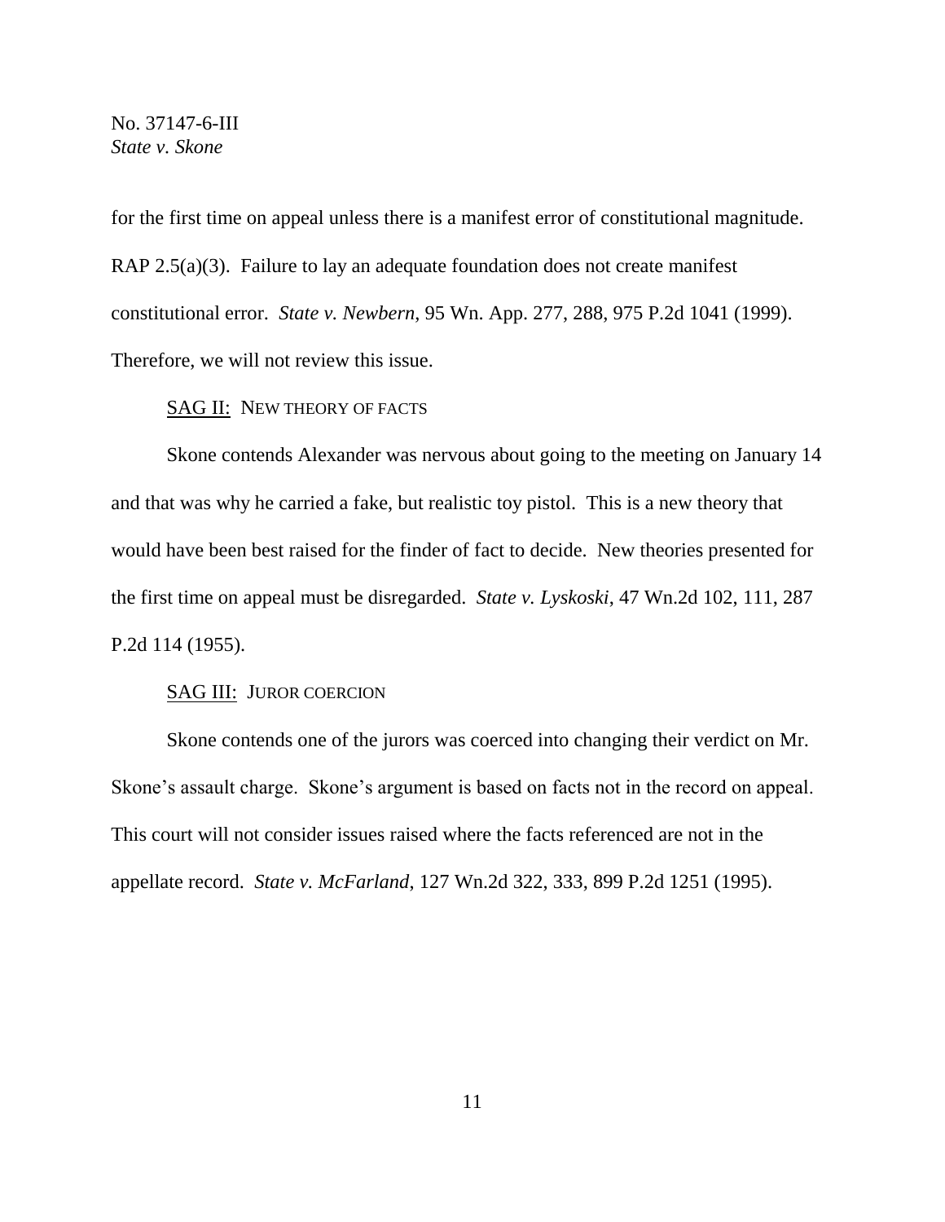for the first time on appeal unless there is a manifest error of constitutional magnitude. RAP 2.5(a)(3). Failure to lay an adequate foundation does not create manifest constitutional error. *State v. Newbern*, 95 Wn. App. 277, 288, 975 P.2d 1041 (1999). Therefore, we will not review this issue.

<u>SAG II:</u> NEW THEORY OF FACTS

Skone contends Alexander was nervous about going to the meeting on January 14 and that was why he carried a fake, but realistic toy pistol. This is a new theory that would have been best raised for the finder of fact to decide. New theories presented for the first time on appeal must be disregarded. *State v. Lyskoski*, 47 Wn.2d 102, 111, 287 P.2d 114 (1955).

<u>SAG III:</u> JUROR COERCION

Skone contends one of the jurors was coerced into changing their verdict on Mr. Skone's assault charge. Skone's argument is based on facts not in the record on appeal. This court will not consider issues raised where the facts referenced are not in the appellate record. *State v. McFarland*, 127 Wn.2d 322, 333, 899 P.2d 1251 (1995).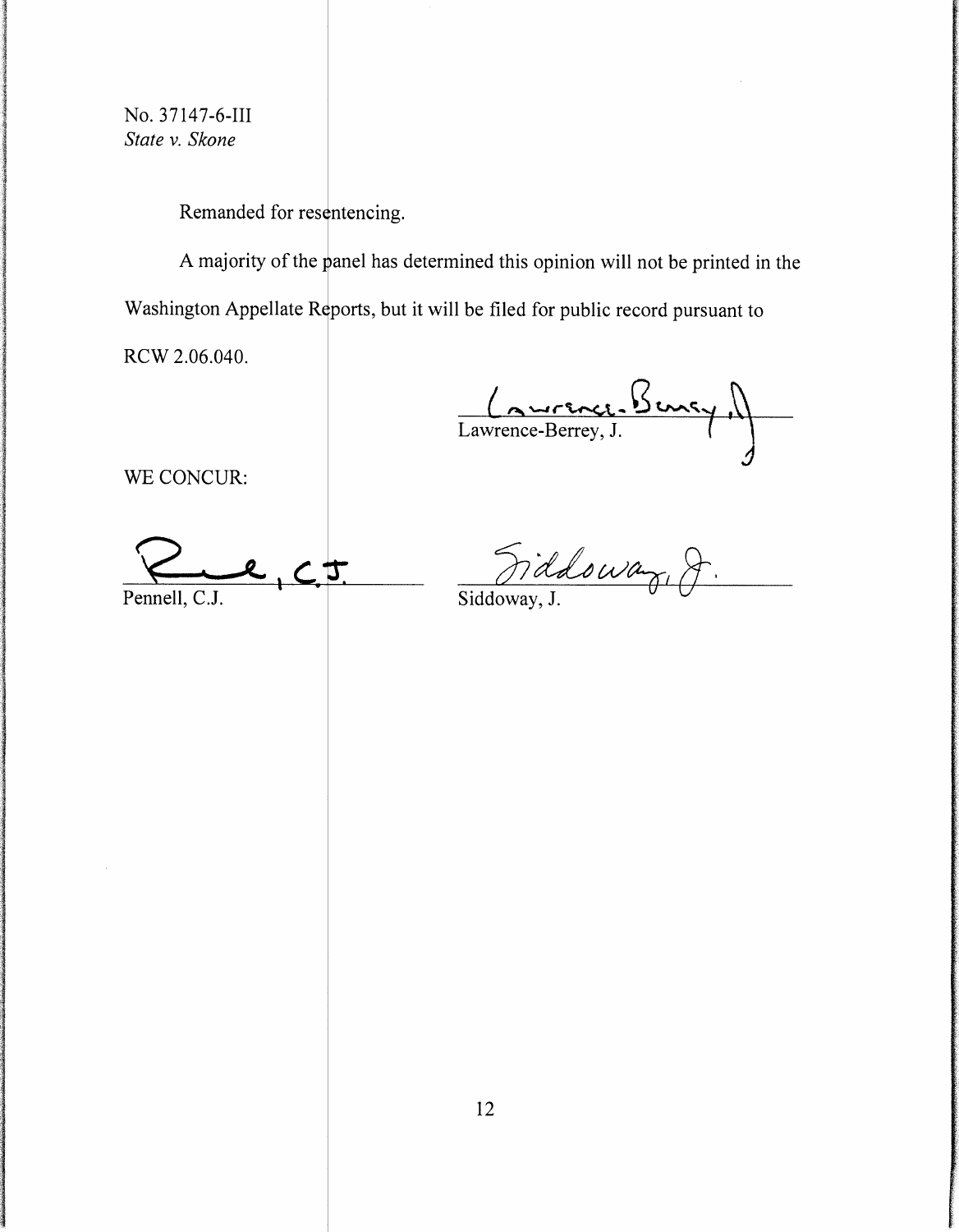No. 37147-6-III
*State v. Skone*

Remanded for resentencing.

A majority of the panel has determined this opinion will not be printed in the Washington Appellate Reports, but it will be filed for public record pursuant to RCW 2.06.040.

Lawrence-Berrey, J.

WE CONCUR:

Pennell, C.J.

Siddoway, J.